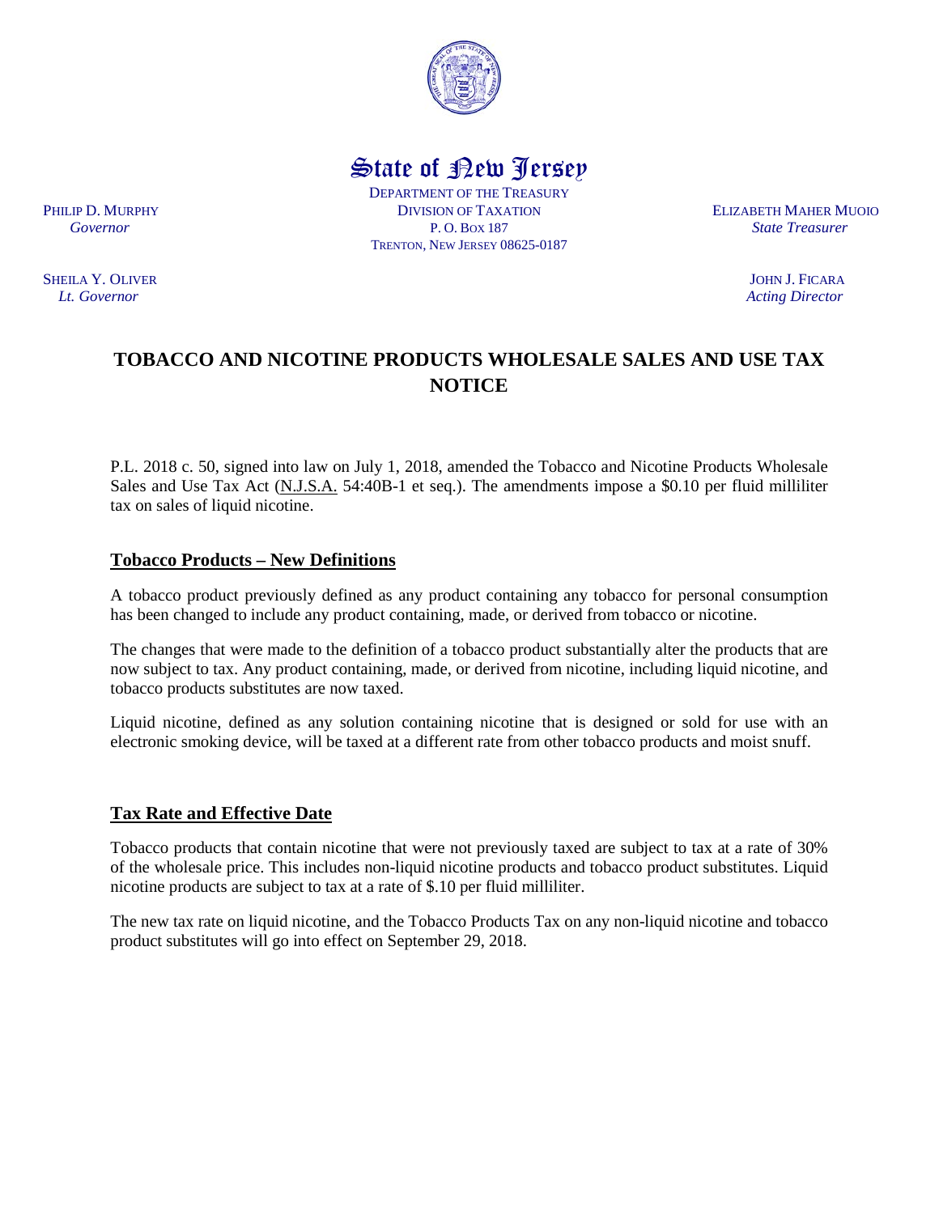# State of New Jersey

DEPARTMENT OF THE TREASURY
DIVISION OF TAXATION
P. O. BOX 187
TRENTON, NEW JERSEY 08625-0187

PHILIP D. MURPHY
*Governor*

SHEILA Y. OLIVER
*Lt. Governor*

ELIZABETH MAHER MUOIO
*State Treasurer*

JOHN J. FICARA
*Acting Director*

## TOBACCO AND NICOTINE PRODUCTS WHOLESALE SALES AND USE TAX NOTICE

P.L. 2018 c. 50, signed into law on July 1, 2018, amended the Tobacco and Nicotine Products Wholesale Sales and Use Tax Act (N.J.S.A. 54:40B-1 et seq.). The amendments impose a $0.10 per fluid milliliter tax on sales of liquid nicotine.

### Tobacco Products – New Definitions

A tobacco product previously defined as any product containing any tobacco for personal consumption has been changed to include any product containing, made, or derived from tobacco or nicotine.

The changes that were made to the definition of a tobacco product substantially alter the products that are now subject to tax. Any product containing, made, or derived from nicotine, including liquid nicotine, and tobacco products substitutes are now taxed.

Liquid nicotine, defined as any solution containing nicotine that is designed or sold for use with an electronic smoking device, will be taxed at a different rate from other tobacco products and moist snuff.

### Tax Rate and Effective Date

Tobacco products that contain nicotine that were not previously taxed are subject to tax at a rate of 30% of the wholesale price. This includes non-liquid nicotine products and tobacco product substitutes. Liquid nicotine products are subject to tax at a rate of $.10 per fluid milliliter.

The new tax rate on liquid nicotine, and the Tobacco Products Tax on any non-liquid nicotine and tobacco product substitutes will go into effect on September 29, 2018.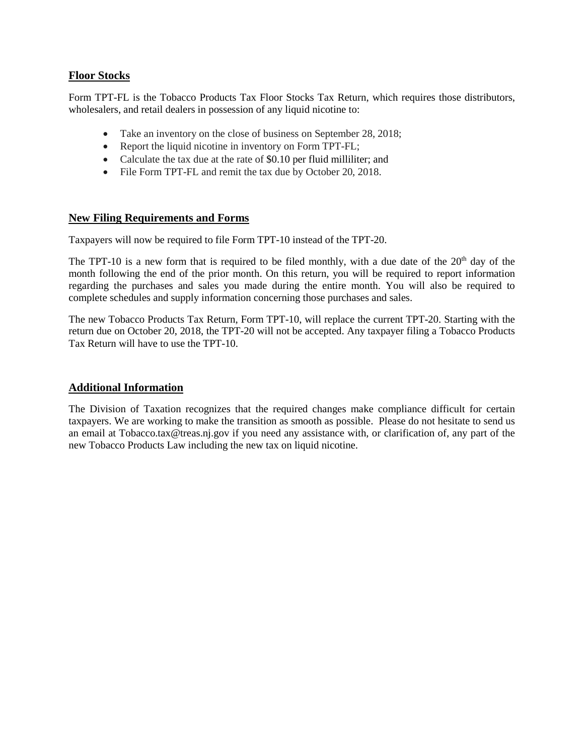## Floor Stocks

Form TPT-FL is the Tobacco Products Tax Floor Stocks Tax Return, which requires those distributors, wholesalers, and retail dealers in possession of any liquid nicotine to:

- Take an inventory on the close of business on September 28, 2018;
- Report the liquid nicotine in inventory on Form TPT-FL;
- Calculate the tax due at the rate of $0.10 per fluid milliliter; and
- File Form TPT-FL and remit the tax due by October 20, 2018.

## New Filing Requirements and Forms

Taxpayers will now be required to file Form TPT-10 instead of the TPT-20.

The TPT-10 is a new form that is required to be filed monthly, with a due date of the 20th day of the month following the end of the prior month. On this return, you will be required to report information regarding the purchases and sales you made during the entire month. You will also be required to complete schedules and supply information concerning those purchases and sales.

The new Tobacco Products Tax Return, Form TPT-10, will replace the current TPT-20. Starting with the return due on October 20, 2018, the TPT-20 will not be accepted. Any taxpayer filing a Tobacco Products Tax Return will have to use the TPT-10.

## Additional Information

The Division of Taxation recognizes that the required changes make compliance difficult for certain taxpayers. We are working to make the transition as smooth as possible. Please do not hesitate to send us an email at Tobacco.tax@treas.nj.gov if you need any assistance with, or clarification of, any part of the new Tobacco Products Law including the new tax on liquid nicotine.